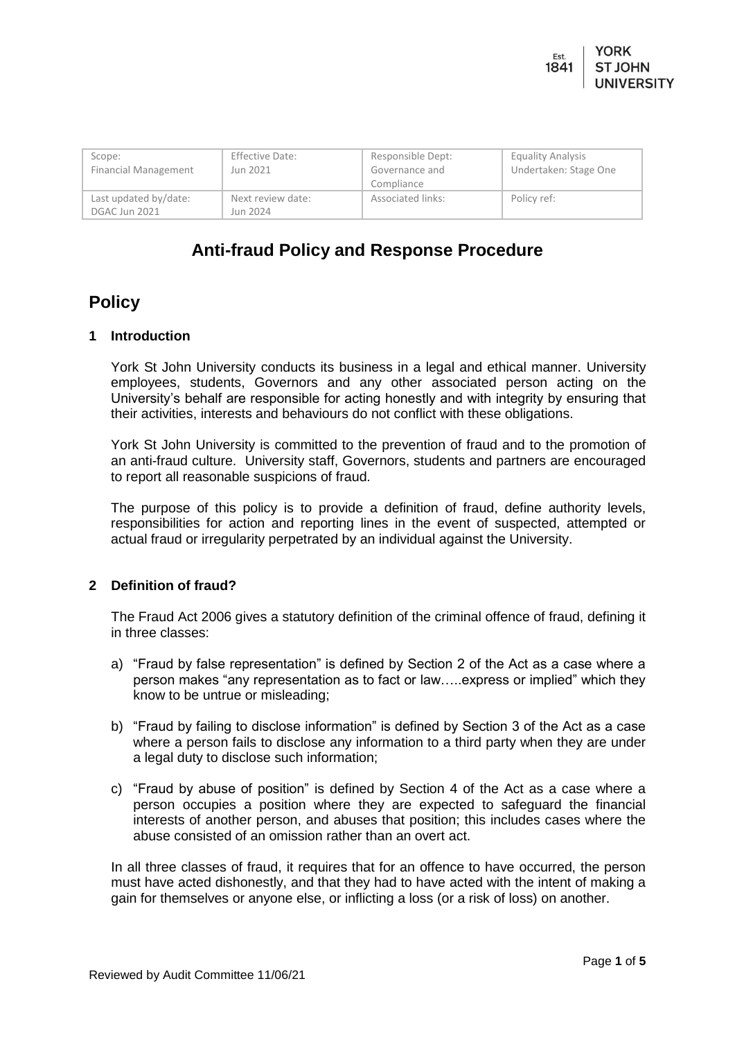| Scope: Financial Management | Effective Date: Jun 2021 | Responsible Dept: Governance and Compliance | Equality Analysis Undertaken: Stage One |
| --- | --- | --- | --- |
| Last updated by/date: DGAC Jun 2021 | Next review date: Jun 2024 | Associated links: | Policy ref: |

# Anti-fraud Policy and Response Procedure

## Policy

### 1 Introduction

York St John University conducts its business in a legal and ethical manner. University employees, students, Governors and any other associated person acting on the University's behalf are responsible for acting honestly and with integrity by ensuring that their activities, interests and behaviours do not conflict with these obligations.

York St John University is committed to the prevention of fraud and to the promotion of an anti-fraud culture. University staff, Governors, students and partners are encouraged to report all reasonable suspicions of fraud.

The purpose of this policy is to provide a definition of fraud, define authority levels, responsibilities for action and reporting lines in the event of suspected, attempted or actual fraud or irregularity perpetrated by an individual against the University.

### 2 Definition of fraud?

The Fraud Act 2006 gives a statutory definition of the criminal offence of fraud, defining it in three classes:

a) "Fraud by false representation" is defined by Section 2 of the Act as a case where a person makes "any representation as to fact or law…..express or implied" which they know to be untrue or misleading;

b) "Fraud by failing to disclose information" is defined by Section 3 of the Act as a case where a person fails to disclose any information to a third party when they are under a legal duty to disclose such information;

c) "Fraud by abuse of position" is defined by Section 4 of the Act as a case where a person occupies a position where they are expected to safeguard the financial interests of another person, and abuses that position; this includes cases where the abuse consisted of an omission rather than an overt act.

In all three classes of fraud, it requires that for an offence to have occurred, the person must have acted dishonestly, and that they had to have acted with the intent of making a gain for themselves or anyone else, or inflicting a loss (or a risk of loss) on another.

Reviewed by Audit Committee 11/06/21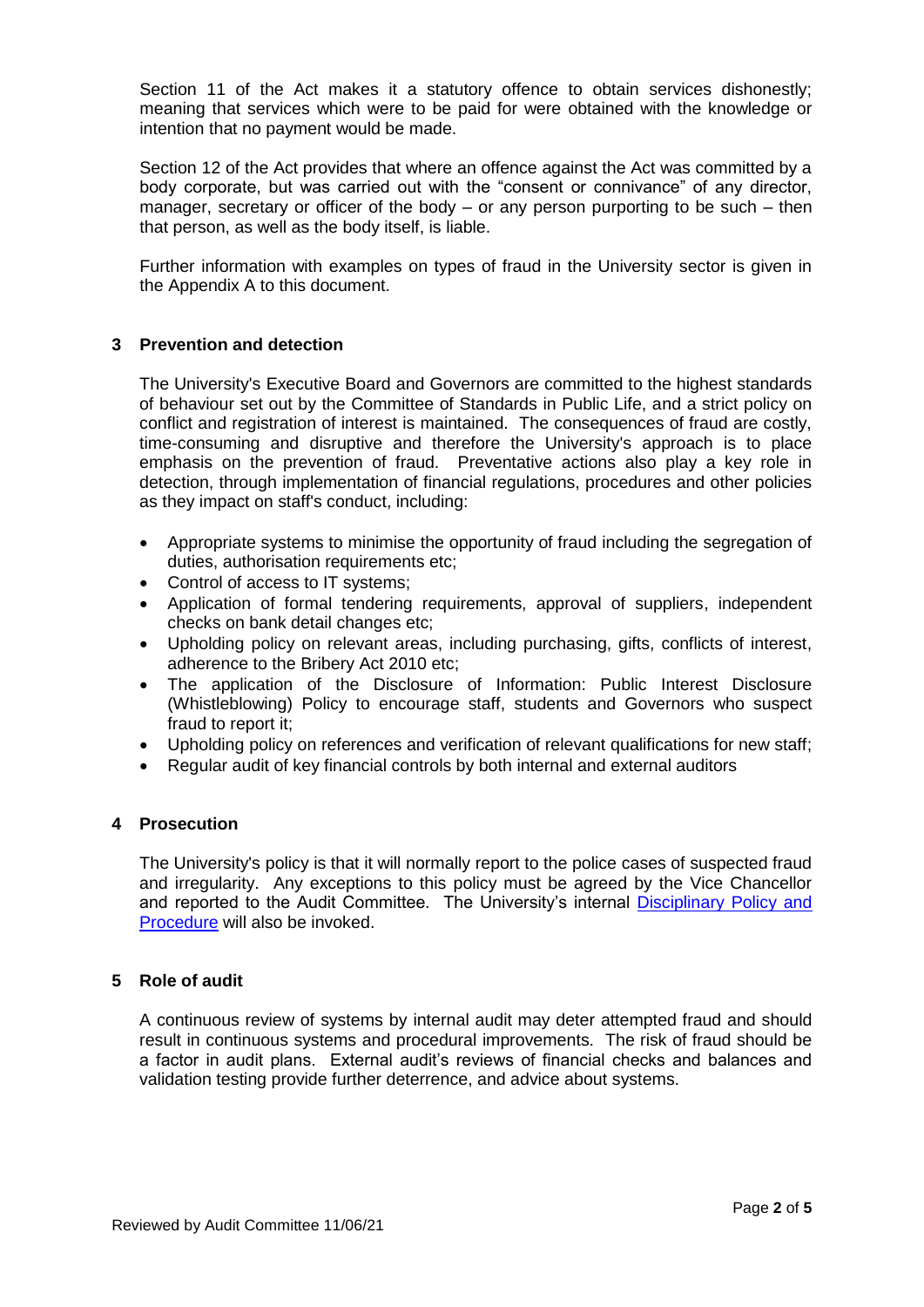Section 11 of the Act makes it a statutory offence to obtain services dishonestly; meaning that services which were to be paid for were obtained with the knowledge or intention that no payment would be made.

Section 12 of the Act provides that where an offence against the Act was committed by a body corporate, but was carried out with the "consent or connivance" of any director, manager, secretary or officer of the body – or any person purporting to be such – then that person, as well as the body itself, is liable.

Further information with examples on types of fraud in the University sector is given in the Appendix A to this document.

## 3 Prevention and detection

The University's Executive Board and Governors are committed to the highest standards of behaviour set out by the Committee of Standards in Public Life, and a strict policy on conflict and registration of interest is maintained. The consequences of fraud are costly, time-consuming and disruptive and therefore the University's approach is to place emphasis on the prevention of fraud. Preventative actions also play a key role in detection, through implementation of financial regulations, procedures and other policies as they impact on staff's conduct, including:

- Appropriate systems to minimise the opportunity of fraud including the segregation of duties, authorisation requirements etc;
- Control of access to IT systems;
- Application of formal tendering requirements, approval of suppliers, independent checks on bank detail changes etc;
- Upholding policy on relevant areas, including purchasing, gifts, conflicts of interest, adherence to the Bribery Act 2010 etc;
- The application of the Disclosure of Information: Public Interest Disclosure (Whistleblowing) Policy to encourage staff, students and Governors who suspect fraud to report it;
- Upholding policy on references and verification of relevant qualifications for new staff;
- Regular audit of key financial controls by both internal and external auditors

## 4 Prosecution

The University's policy is that it will normally report to the police cases of suspected fraud and irregularity. Any exceptions to this policy must be agreed by the Vice Chancellor and reported to the Audit Committee. The University's internal Disciplinary Policy and Procedure will also be invoked.

## 5 Role of audit

A continuous review of systems by internal audit may deter attempted fraud and should result in continuous systems and procedural improvements. The risk of fraud should be a factor in audit plans. External audit's reviews of financial checks and balances and validation testing provide further deterrence, and advice about systems.

Reviewed by Audit Committee 11/06/21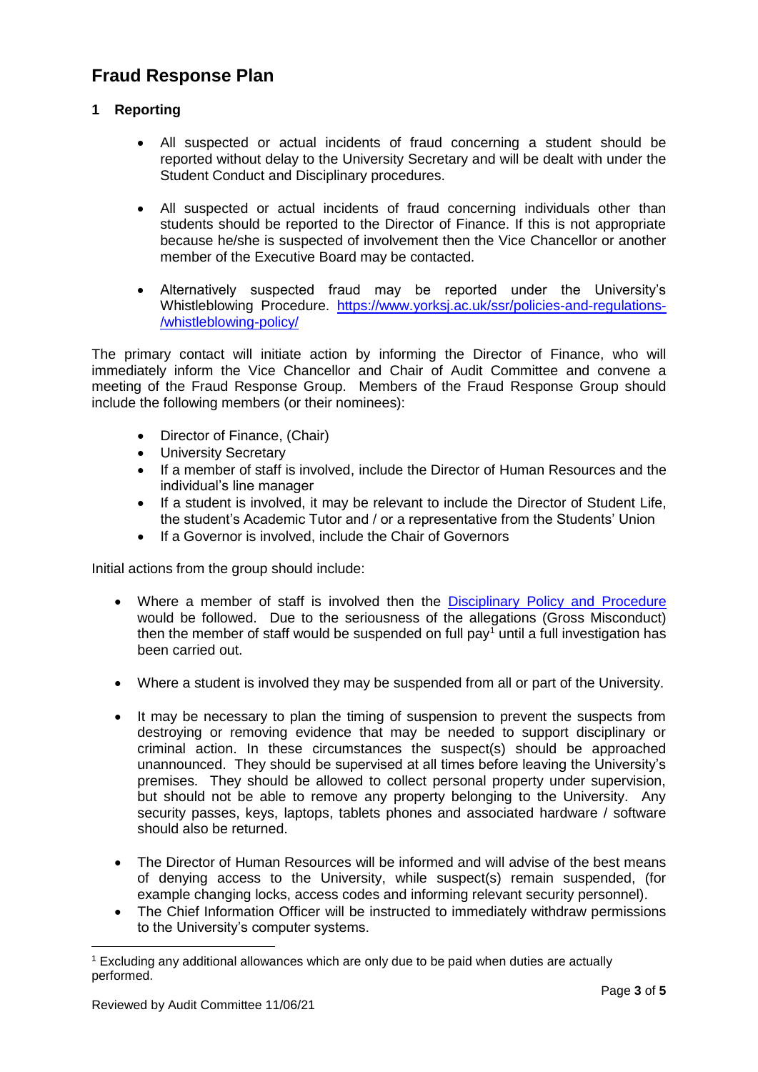# Fraud Response Plan

## 1 Reporting

- All suspected or actual incidents of fraud concerning a student should be reported without delay to the University Secretary and will be dealt with under the Student Conduct and Disciplinary procedures.

- All suspected or actual incidents of fraud concerning individuals other than students should be reported to the Director of Finance. If this is not appropriate because he/she is suspected of involvement then the Vice Chancellor or another member of the Executive Board may be contacted.

- Alternatively suspected fraud may be reported under the University's Whistleblowing Procedure. [https://www.yorksj.ac.uk/ssr/policies-and-regulations-/whistleblowing-policy/](https://www.yorksj.ac.uk/ssr/policies-and-regulations-/whistleblowing-policy/)

The primary contact will initiate action by informing the Director of Finance, who will immediately inform the Vice Chancellor and Chair of Audit Committee and convene a meeting of the Fraud Response Group. Members of the Fraud Response Group should include the following members (or their nominees):

- Director of Finance, (Chair)
- University Secretary
- If a member of staff is involved, include the Director of Human Resources and the individual's line manager
- If a student is involved, it may be relevant to include the Director of Student Life, the student's Academic Tutor and / or a representative from the Students' Union
- If a Governor is involved, include the Chair of Governors

Initial actions from the group should include:

- Where a member of staff is involved then the Disciplinary Policy and Procedure would be followed. Due to the seriousness of the allegations (Gross Misconduct) then the member of staff would be suspended on full pay[1] until a full investigation has been carried out.

- Where a student is involved they may be suspended from all or part of the University.

- It may be necessary to plan the timing of suspension to prevent the suspects from destroying or removing evidence that may be needed to support disciplinary or criminal action. In these circumstances the suspect(s) should be approached unannounced. They should be supervised at all times before leaving the University's premises. They should be allowed to collect personal property under supervision, but should not be able to remove any property belonging to the University. Any security passes, keys, laptops, tablets phones and associated hardware / software should also be returned.

- The Director of Human Resources will be informed and will advise of the best means of denying access to the University, while suspect(s) remain suspended, (for example changing locks, access codes and informing relevant security personnel).
- The Chief Information Officer will be instructed to immediately withdraw permissions to the University's computer systems.

[1] Excluding any additional allowances which are only due to be paid when duties are actually performed.

Reviewed by Audit Committee 11/06/21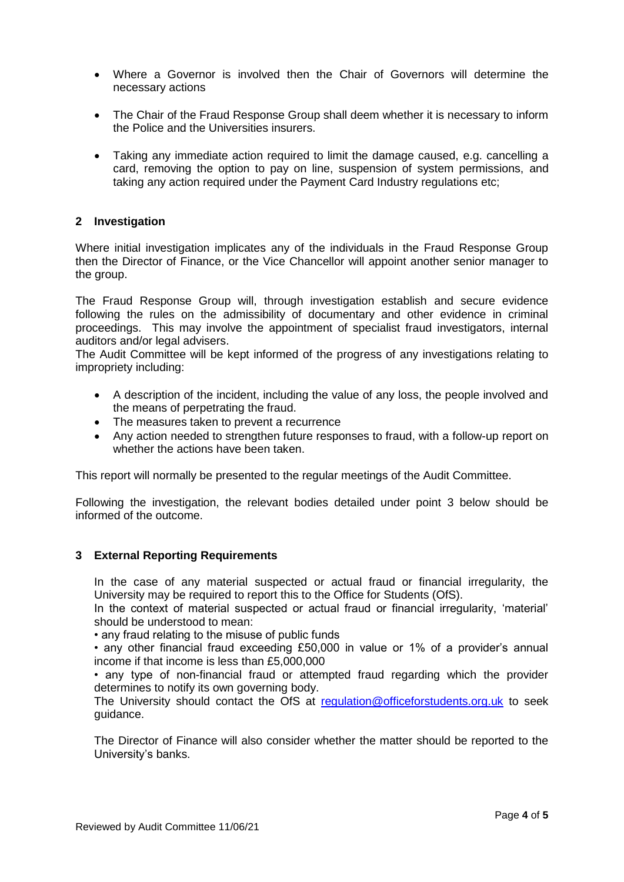- Where a Governor is involved then the Chair of Governors will determine the necessary actions
- The Chair of the Fraud Response Group shall deem whether it is necessary to inform the Police and the Universities insurers.
- Taking any immediate action required to limit the damage caused, e.g. cancelling a card, removing the option to pay on line, suspension of system permissions, and taking any action required under the Payment Card Industry regulations etc;

## 2 Investigation

Where initial investigation implicates any of the individuals in the Fraud Response Group then the Director of Finance, or the Vice Chancellor will appoint another senior manager to the group.

The Fraud Response Group will, through investigation establish and secure evidence following the rules on the admissibility of documentary and other evidence in criminal proceedings. This may involve the appointment of specialist fraud investigators, internal auditors and/or legal advisers.
The Audit Committee will be kept informed of the progress of any investigations relating to impropriety including:

- A description of the incident, including the value of any loss, the people involved and the means of perpetrating the fraud.
- The measures taken to prevent a recurrence
- Any action needed to strengthen future responses to fraud, with a follow-up report on whether the actions have been taken.

This report will normally be presented to the regular meetings of the Audit Committee.

Following the investigation, the relevant bodies detailed under point 3 below should be informed of the outcome.

## 3 External Reporting Requirements

In the case of any material suspected or actual fraud or financial irregularity, the University may be required to report this to the Office for Students (OfS).
In the context of material suspected or actual fraud or financial irregularity, 'material' should be understood to mean:
• any fraud relating to the misuse of public funds
• any other financial fraud exceeding £50,000 in value or 1% of a provider's annual income if that income is less than £5,000,000
• any type of non-financial fraud or attempted fraud regarding which the provider determines to notify its own governing body.
The University should contact the OfS at [regulation@officeforstudents.org.uk](mailto:regulation@officeforstudents.org.uk) to seek guidance.

The Director of Finance will also consider whether the matter should be reported to the University's banks.

Reviewed by Audit Committee 11/06/21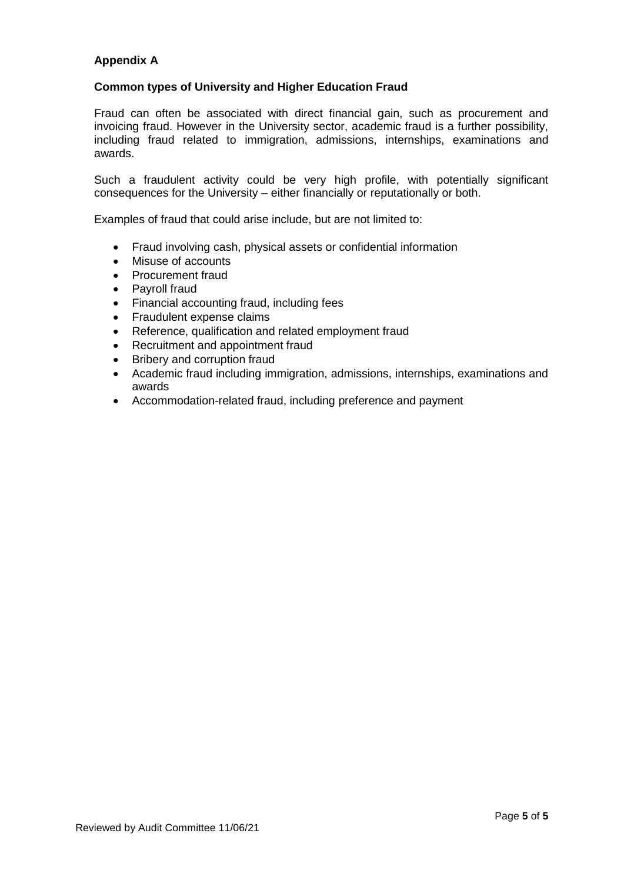## Appendix A

### Common types of University and Higher Education Fraud

Fraud can often be associated with direct financial gain, such as procurement and invoicing fraud. However in the University sector, academic fraud is a further possibility, including fraud related to immigration, admissions, internships, examinations and awards.

Such a fraudulent activity could be very high profile, with potentially significant consequences for the University – either financially or reputationally or both.

Examples of fraud that could arise include, but are not limited to:

- Fraud involving cash, physical assets or confidential information
- Misuse of accounts
- Procurement fraud
- Payroll fraud
- Financial accounting fraud, including fees
- Fraudulent expense claims
- Reference, qualification and related employment fraud
- Recruitment and appointment fraud
- Bribery and corruption fraud
- Academic fraud including immigration, admissions, internships, examinations and awards
- Accommodation-related fraud, including preference and payment

Reviewed by Audit Committee 11/06/21